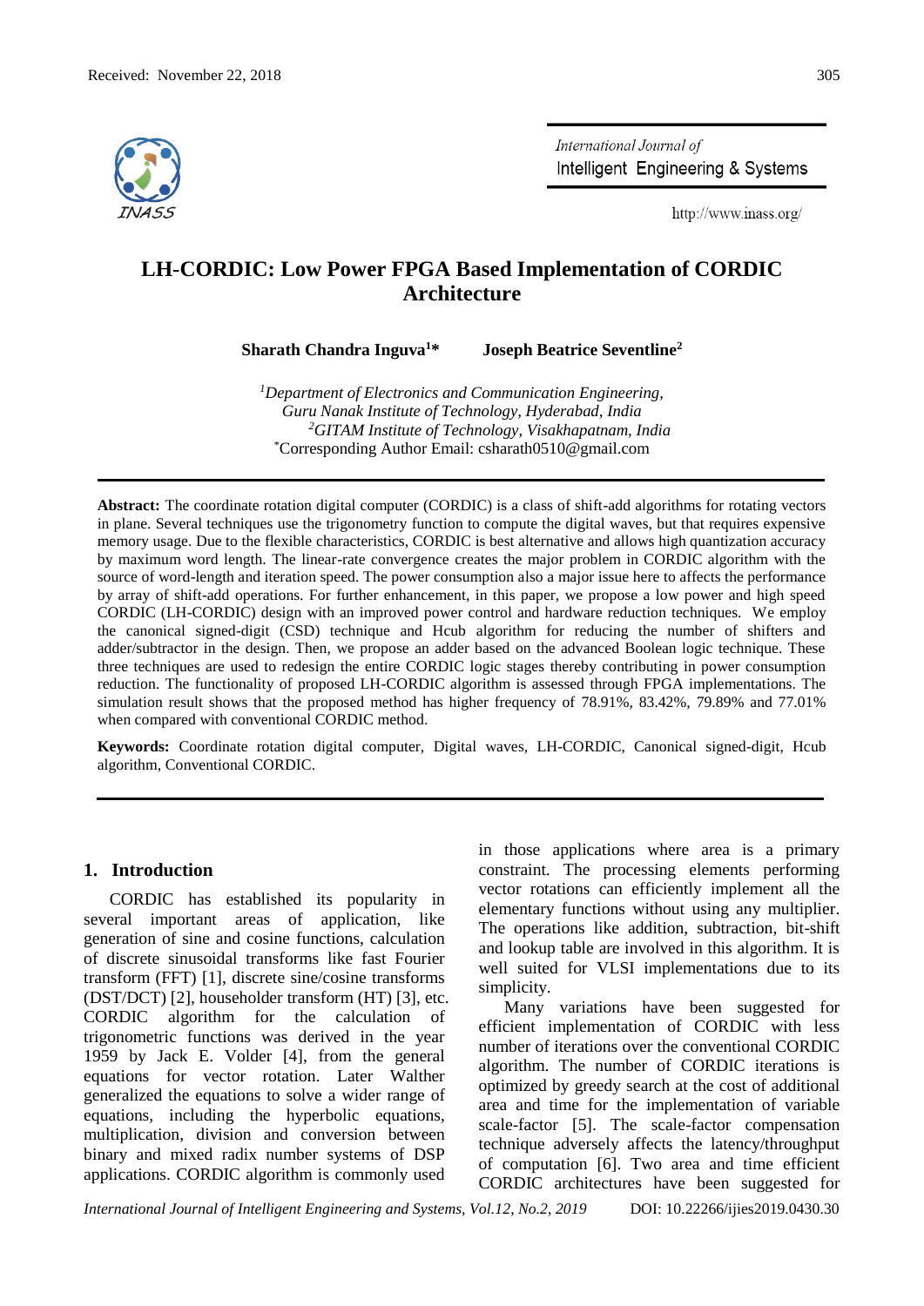Received: November 22, 2018

# LH-CORDIC: Low Power FPGA Based Implementation of CORDIC Architecture

**Sharath Chandra Inguva[1]*** **Joseph Beatrice Seventline[2]**

[1] *Department of Electronics and Communication Engineering, Guru Nanak Institute of Technology, Hyderabad, India*
[2] *GITAM Institute of Technology, Visakhapatnam, India*
[*] Corresponding Author Email: csharath0510@gmail.com

**Abstract:** The coordinate rotation digital computer (CORDIC) is a class of shift-add algorithms for rotating vectors in plane. Several techniques use the trigonometry function to compute the digital waves, but that requires expensive memory usage. Due to the flexible characteristics, CORDIC is best alternative and allows high quantization accuracy by maximum word length. The linear-rate convergence creates the major problem in CORDIC algorithm with the source of word-length and iteration speed. The power consumption also a major issue here to affects the performance by array of shift-add operations. For further enhancement, in this paper, we propose a low power and high speed CORDIC (LH-CORDIC) design with an improved power control and hardware reduction techniques. We employ the canonical signed-digit (CSD) technique and Hcub algorithm for reducing the number of shifters and adder/subtractor in the design. Then, we propose an adder based on the advanced Boolean logic technique. These three techniques are used to redesign the entire CORDIC logic stages thereby contributing in power consumption reduction. The functionality of proposed LH-CORDIC algorithm is assessed through FPGA implementations. The simulation result shows that the proposed method has higher frequency of 78.91%, 83.42%, 79.89% and 77.01% when compared with conventional CORDIC method.

**Keywords:** Coordinate rotation digital computer, Digital waves, LH-CORDIC, Canonical signed-digit, Hcub algorithm, Conventional CORDIC.

## 1. Introduction

CORDIC has established its popularity in several important areas of application, like generation of sine and cosine functions, calculation of discrete sinusoidal transforms like fast Fourier transform (FFT) [1], discrete sine/cosine transforms (DST/DCT) [2], householder transform (HT) [3], etc. CORDIC algorithm for the calculation of trigonometric functions was derived in the year 1959 by Jack E. Volder [4], from the general equations for vector rotation. Later Walther generalized the equations to solve a wider range of equations, including the hyperbolic equations, multiplication, division and conversion between binary and mixed radix number systems of DSP applications. CORDIC algorithm is commonly used in those applications where area is a primary constraint. The processing elements performing vector rotations can efficiently implement all the elementary functions without using any multiplier. The operations like addition, subtraction, bit-shift and lookup table are involved in this algorithm. It is well suited for VLSI implementations due to its simplicity.

Many variations have been suggested for efficient implementation of CORDIC with less number of iterations over the conventional CORDIC algorithm. The number of CORDIC iterations is optimized by greedy search at the cost of additional area and time for the implementation of variable scale-factor [5]. The scale-factor compensation technique adversely affects the latency/throughput of computation [6]. Two area and time efficient CORDIC architectures have been suggested for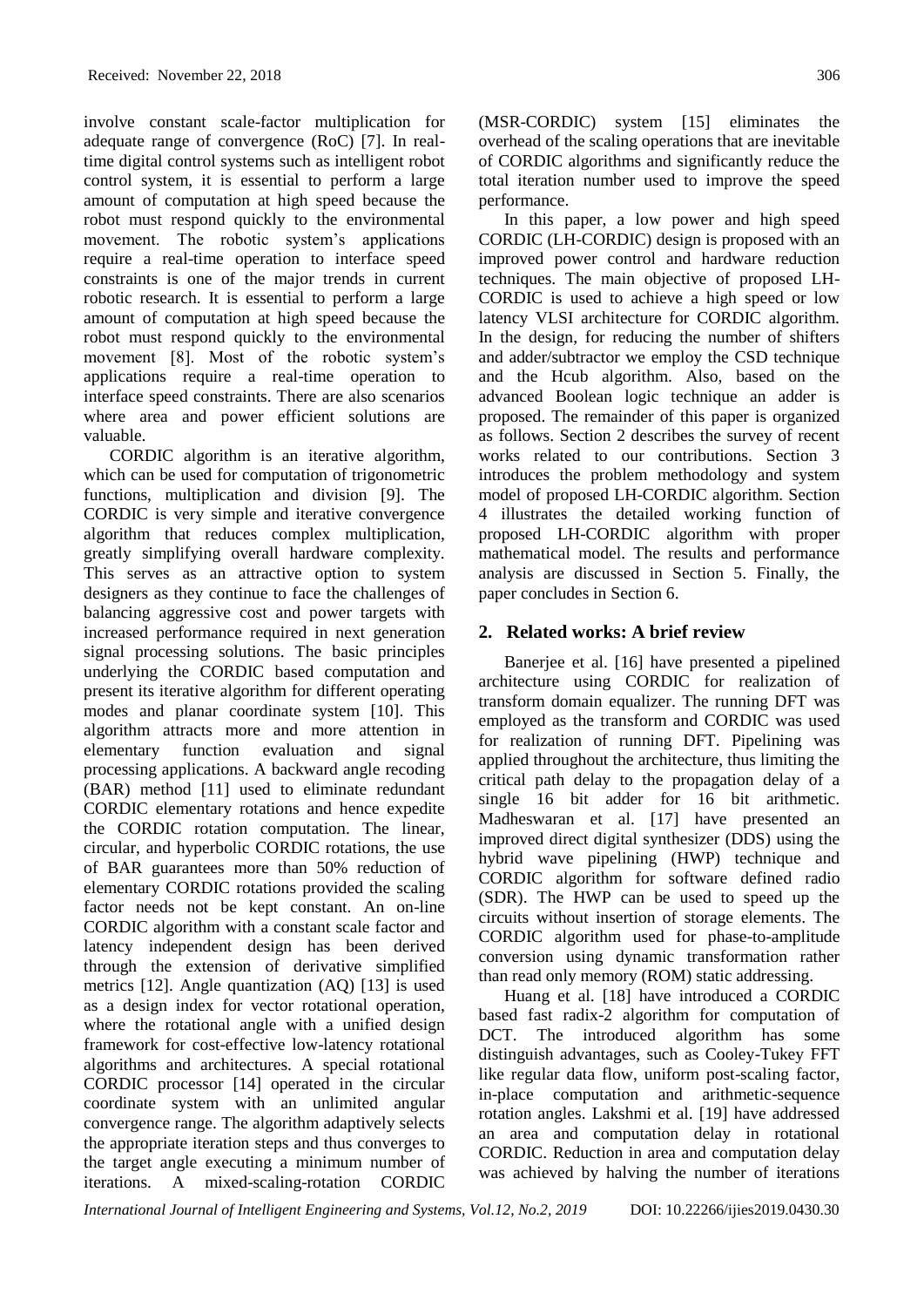involve constant scale-factor multiplication for adequate range of convergence (RoC) [7]. In real-time digital control systems such as intelligent robot control system, it is essential to perform a large amount of computation at high speed because the robot must respond quickly to the environmental movement. The robotic system's applications require a real-time operation to interface speed constraints is one of the major trends in current robotic research. It is essential to perform a large amount of computation at high speed because the robot must respond quickly to the environmental movement [8]. Most of the robotic system's applications require a real-time operation to interface speed constraints. There are also scenarios where area and power efficient solutions are valuable.

CORDIC algorithm is an iterative algorithm, which can be used for computation of trigonometric functions, multiplication and division [9]. The CORDIC is very simple and iterative convergence algorithm that reduces complex multiplication, greatly simplifying overall hardware complexity. This serves as an attractive option to system designers as they continue to face the challenges of balancing aggressive cost and power targets with increased performance required in next generation signal processing solutions. The basic principles underlying the CORDIC based computation and present its iterative algorithm for different operating modes and planar coordinate system [10]. This algorithm attracts more and more attention in elementary function evaluation and signal processing applications. A backward angle recoding (BAR) method [11] used to eliminate redundant CORDIC elementary rotations and hence expedite the CORDIC rotation computation. The linear, circular, and hyperbolic CORDIC rotations, the use of BAR guarantees more than 50% reduction of elementary CORDIC rotations provided the scaling factor needs not be kept constant. An on-line CORDIC algorithm with a constant scale factor and latency independent design has been derived through the extension of derivative simplified metrics [12]. Angle quantization (AQ) [13] is used as a design index for vector rotational operation, where the rotational angle with a unified design framework for cost-effective low-latency rotational algorithms and architectures. A special rotational CORDIC processor [14] operated in the circular coordinate system with an unlimited angular convergence range. The algorithm adaptively selects the appropriate iteration steps and thus converges to the target angle executing a minimum number of iterations. A mixed-scaling-rotation CORDIC (MSR-CORDIC) system [15] eliminates the overhead of the scaling operations that are inevitable of CORDIC algorithms and significantly reduce the total iteration number used to improve the speed performance.

In this paper, a low power and high speed CORDIC (LH-CORDIC) design is proposed with an improved power control and hardware reduction techniques. The main objective of proposed LH-CORDIC is used to achieve a high speed or low latency VLSI architecture for CORDIC algorithm. In the design, for reducing the number of shifters and adder/subtractor we employ the CSD technique and the Hcub algorithm. Also, based on the advanced Boolean logic technique an adder is proposed. The remainder of this paper is organized as follows. Section 2 describes the survey of recent works related to our contributions. Section 3 introduces the problem methodology and system model of proposed LH-CORDIC algorithm. Section 4 illustrates the detailed working function of proposed LH-CORDIC algorithm with proper mathematical model. The results and performance analysis are discussed in Section 5. Finally, the paper concludes in Section 6.

## 2. Related works: A brief review

Banerjee et al. [16] have presented a pipelined architecture using CORDIC for realization of transform domain equalizer. The running DFT was employed as the transform and CORDIC was used for realization of running DFT. Pipelining was applied throughout the architecture, thus limiting the critical path delay to the propagation delay of a single 16 bit adder for 16 bit arithmetic. Madheswaran et al. [17] have presented an improved direct digital synthesizer (DDS) using the hybrid wave pipelining (HWP) technique and CORDIC algorithm for software defined radio (SDR). The HWP can be used to speed up the circuits without insertion of storage elements. The CORDIC algorithm used for phase-to-amplitude conversion using dynamic transformation rather than read only memory (ROM) static addressing.

Huang et al. [18] have introduced a CORDIC based fast radix-2 algorithm for computation of DCT. The introduced algorithm has some distinguish advantages, such as Cooley-Tukey FFT like regular data flow, uniform post-scaling factor, in-place computation and arithmetic-sequence rotation angles. Lakshmi et al. [19] have addressed an area and computation delay in rotational CORDIC. Reduction in area and computation delay was achieved by halving the number of iterations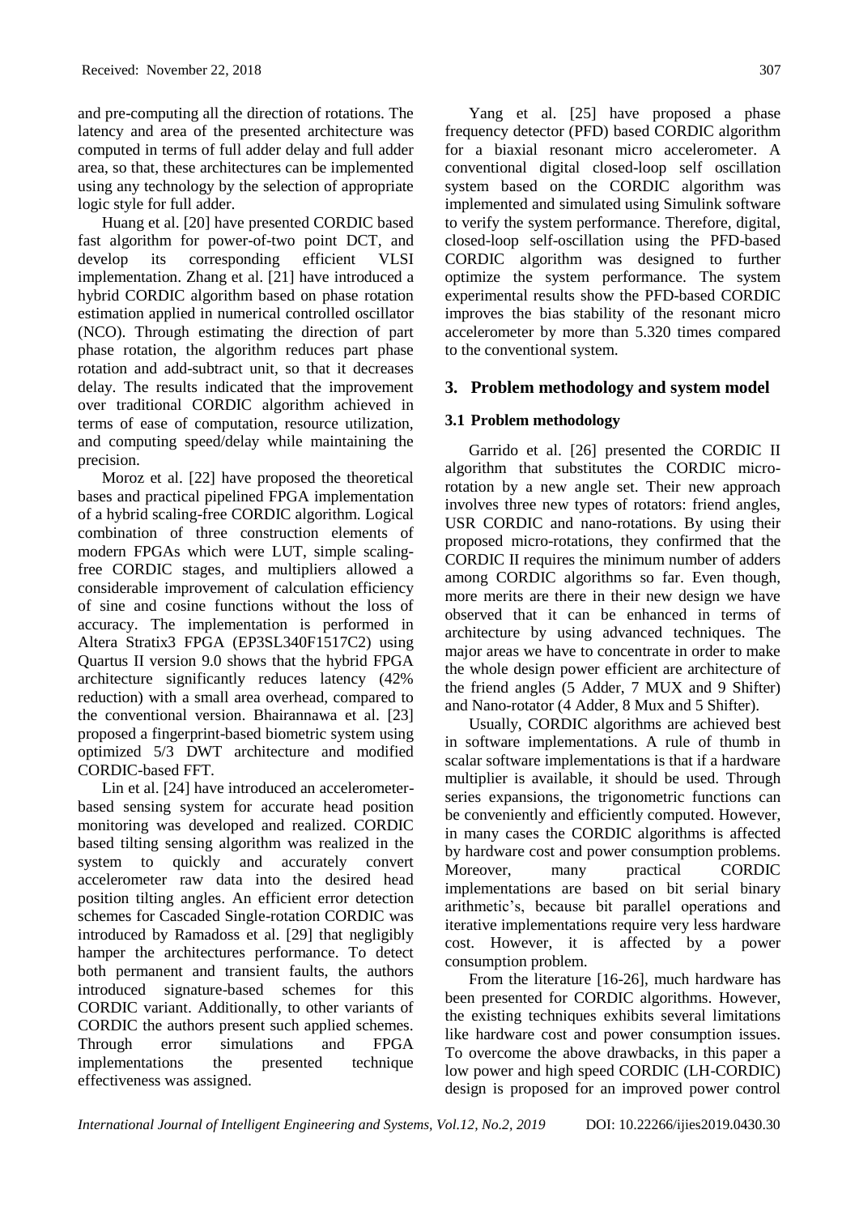and pre-computing all the direction of rotations. The latency and area of the presented architecture was computed in terms of full adder delay and full adder area, so that, these architectures can be implemented using any technology by the selection of appropriate logic style for full adder.

Huang et al. [20] have presented CORDIC based fast algorithm for power-of-two point DCT, and develop its corresponding efficient VLSI implementation. Zhang et al. [21] have introduced a hybrid CORDIC algorithm based on phase rotation estimation applied in numerical controlled oscillator (NCO). Through estimating the direction of part phase rotation, the algorithm reduces part phase rotation and add-subtract unit, so that it decreases delay. The results indicated that the improvement over traditional CORDIC algorithm achieved in terms of ease of computation, resource utilization, and computing speed/delay while maintaining the precision.

Moroz et al. [22] have proposed the theoretical bases and practical pipelined FPGA implementation of a hybrid scaling-free CORDIC algorithm. Logical combination of three construction elements of modern FPGAs which were LUT, simple scaling-free CORDIC stages, and multipliers allowed a considerable improvement of calculation efficiency of sine and cosine functions without the loss of accuracy. The implementation is performed in Altera Stratix3 FPGA (EP3SL340F1517C2) using Quartus II version 9.0 shows that the hybrid FPGA architecture significantly reduces latency (42% reduction) with a small area overhead, compared to the conventional version. Bhairannawa et al. [23] proposed a fingerprint-based biometric system using optimized 5/3 DWT architecture and modified CORDIC-based FFT.

Lin et al. [24] have introduced an accelerometer-based sensing system for accurate head position monitoring was developed and realized. CORDIC based tilting sensing algorithm was realized in the system to quickly and accurately convert accelerometer raw data into the desired head position tilting angles. An efficient error detection schemes for Cascaded Single-rotation CORDIC was introduced by Ramadoss et al. [29] that negligibly hamper the architectures performance. To detect both permanent and transient faults, the authors introduced signature-based schemes for this CORDIC variant. Additionally, to other variants of CORDIC the authors present such applied schemes. Through error simulations and FPGA implementations the presented technique effectiveness was assigned.

Yang et al. [25] have proposed a phase frequency detector (PFD) based CORDIC algorithm for a biaxial resonant micro accelerometer. A conventional digital closed-loop self oscillation system based on the CORDIC algorithm was implemented and simulated using Simulink software to verify the system performance. Therefore, digital, closed-loop self-oscillation using the PFD-based CORDIC algorithm was designed to further optimize the system performance. The system experimental results show the PFD-based CORDIC improves the bias stability of the resonant micro accelerometer by more than 5.320 times compared to the conventional system.

## 3. Problem methodology and system model

### 3.1 Problem methodology

Garrido et al. [26] presented the CORDIC II algorithm that substitutes the CORDIC micro-rotation by a new angle set. Their new approach involves three new types of rotators: friend angles, USR CORDIC and nano-rotations. By using their proposed micro-rotations, they confirmed that the CORDIC II requires the minimum number of adders among CORDIC algorithms so far. Even though, more merits are there in their new design we have observed that it can be enhanced in terms of architecture by using advanced techniques. The major areas we have to concentrate in order to make the whole design power efficient are architecture of the friend angles (5 Adder, 7 MUX and 9 Shifter) and Nano-rotator (4 Adder, 8 Mux and 5 Shifter).

Usually, CORDIC algorithms are achieved best in software implementations. A rule of thumb in scalar software implementations is that if a hardware multiplier is available, it should be used. Through series expansions, the trigonometric functions can be conveniently and efficiently computed. However, in many cases the CORDIC algorithms is affected by hardware cost and power consumption problems. Moreover, many practical CORDIC implementations are based on bit serial binary arithmetic's, because bit parallel operations and iterative implementations require very less hardware cost. However, it is affected by a power consumption problem.

From the literature [16-26], much hardware has been presented for CORDIC algorithms. However, the existing techniques exhibits several limitations like hardware cost and power consumption issues. To overcome the above drawbacks, in this paper a low power and high speed CORDIC (LH-CORDIC) design is proposed for an improved power control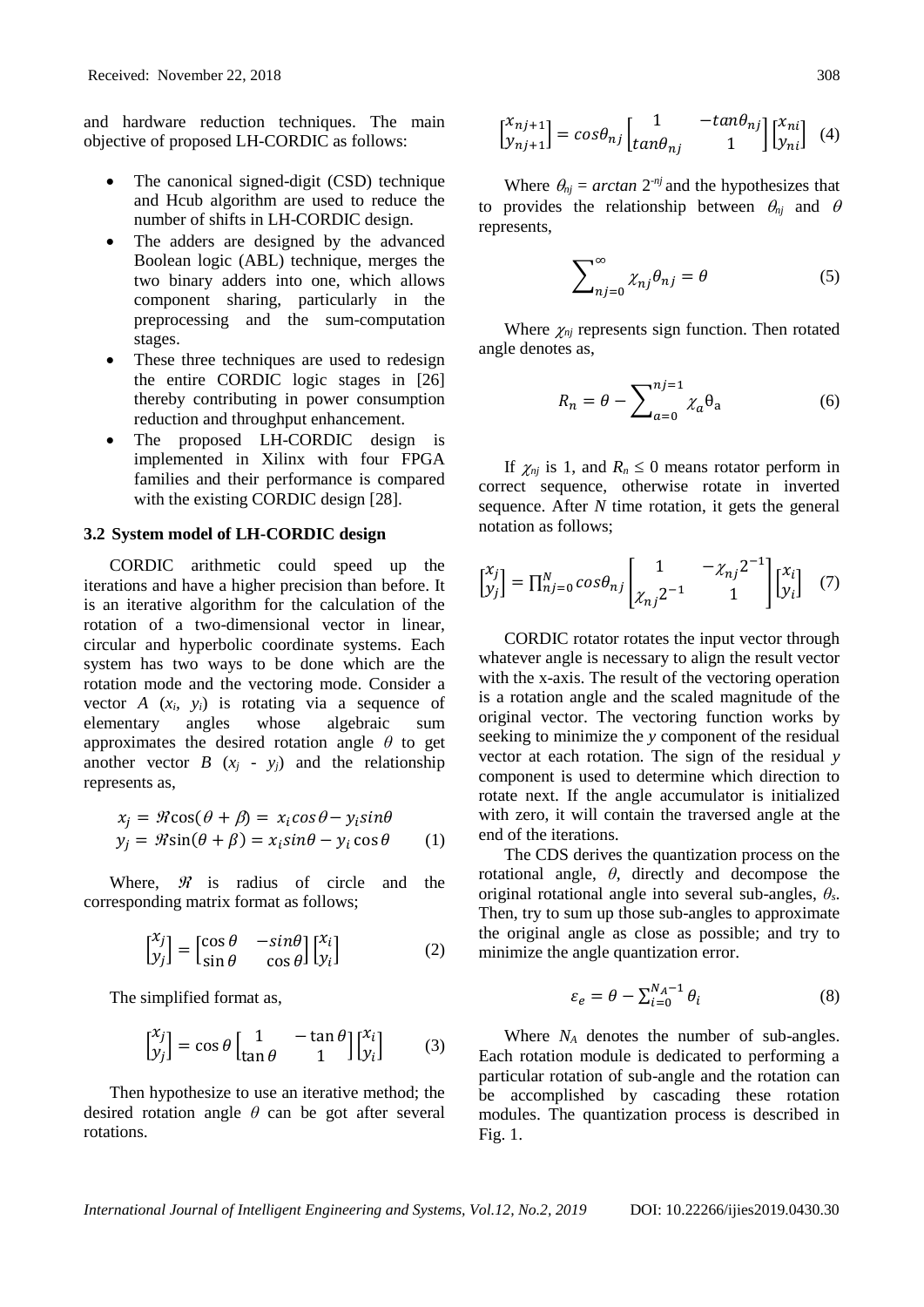and hardware reduction techniques. The main objective of proposed LH-CORDIC as follows:

- The canonical signed-digit (CSD) technique and Hcub algorithm are used to reduce the number of shifts in LH-CORDIC design.
- The adders are designed by the advanced Boolean logic (ABL) technique, merges the two binary adders into one, which allows component sharing, particularly in the preprocessing and the sum-computation stages.
- These three techniques are used to redesign the entire CORDIC logic stages in [26] thereby contributing in power consumption reduction and throughput enhancement.
- The proposed LH-CORDIC design is implemented in Xilinx with four FPGA families and their performance is compared with the existing CORDIC design [28].

### 3.2 System model of LH-CORDIC design

CORDIC arithmetic could speed up the iterations and have a higher precision than before. It is an iterative algorithm for the calculation of the rotation of a two-dimensional vector in linear, circular and hyperbolic coordinate systems. Each system has two ways to be done which are the rotation mode and the vectoring mode. Consider a vector $A$ $(x_i, y_i)$ is rotating via a sequence of elementary angles whose algebraic sum approximates the desired rotation angle $\theta$ to get another vector $B$ $(x_j - y_j)$ and the relationship represents as,

$$
\begin{aligned}
x_j &= \Re\cos(\theta+\beta) = x_i\cos\theta - y_i\sin\theta \\
y_j &= \Re\sin(\theta+\beta) = x_i\sin\theta - y_i\cos\theta
\end{aligned} \tag{1}
$$

Where, $\Re$ is radius of circle and the corresponding matrix format as follows;

$$
\begin{bmatrix} x_j \\ y_j \end{bmatrix} = \begin{bmatrix} \cos\theta & -\sin\theta \\ \sin\theta & \cos\theta \end{bmatrix} \begin{bmatrix} x_i \\ y_i \end{bmatrix} \tag{2}
$$

The simplified format as,

$$
\begin{bmatrix} x_j \\ y_j \end{bmatrix} = \cos\theta \begin{bmatrix} 1 & -\tan\theta \\ \tan\theta & 1 \end{bmatrix} \begin{bmatrix} x_i \\ y_i \end{bmatrix} \tag{3}
$$

Then hypothesize to use an iterative method; the desired rotation angle $\theta$ can be got after several rotations.

$$
\begin{bmatrix} x_{nj+1} \\ y_{nj+1} \end{bmatrix} = \cos\theta_{nj} \begin{bmatrix} 1 & -\tan\theta_{nj} \\ \tan\theta_{nj} & 1 \end{bmatrix} \begin{bmatrix} x_{ni} \\ y_{ni} \end{bmatrix} \tag{4}
$$

Where $\theta_{nj} = \arctan 2^{-nj}$ and the hypothesizes that to provides the relationship between $\theta_{nj}$ and $\theta$ represents,

$$
\sum_{nj=0}^{\infty} \chi_{nj}\theta_{nj} = \theta \tag{5}
$$

Where $\chi_{nj}$ represents sign function. Then rotated angle denotes as,

$$
R_n = \theta - \sum_{a=0}^{nj=1} \chi_a \theta_a \tag{6}
$$

If $\chi_{nj}$ is 1, and $R_n \leq 0$ means rotator perform in correct sequence, otherwise rotate in inverted sequence. After $N$ time rotation, it gets the general notation as follows;

$$
\begin{bmatrix} x_j \\ y_j \end{bmatrix} = \prod_{nj=0}^{N} \cos\theta_{nj} \begin{bmatrix} 1 & -\chi_{nj}2^{-1} \\ \chi_{nj}2^{-1} & 1 \end{bmatrix} \begin{bmatrix} x_i \\ y_i \end{bmatrix} \tag{7}
$$

CORDIC rotator rotates the input vector through whatever angle is necessary to align the result vector with the x-axis. The result of the vectoring operation is a rotation angle and the scaled magnitude of the original vector. The vectoring function works by seeking to minimize the $y$ component of the residual vector at each rotation. The sign of the residual $y$ component is used to determine which direction to rotate next. If the angle accumulator is initialized with zero, it will contain the traversed angle at the end of the iterations.

The CDS derives the quantization process on the rotational angle, $\theta$, directly and decompose the original rotational angle into several sub-angles, $\theta_s$. Then, try to sum up those sub-angles to approximate the original angle as close as possible; and try to minimize the angle quantization error.

$$
\varepsilon_e = \theta - \sum_{i=0}^{N_A-1} \theta_i \tag{8}
$$

Where $N_A$ denotes the number of sub-angles. Each rotation module is dedicated to performing a particular rotation of sub-angle and the rotation can be accomplished by cascading these rotation modules. The quantization process is described in Fig. 1.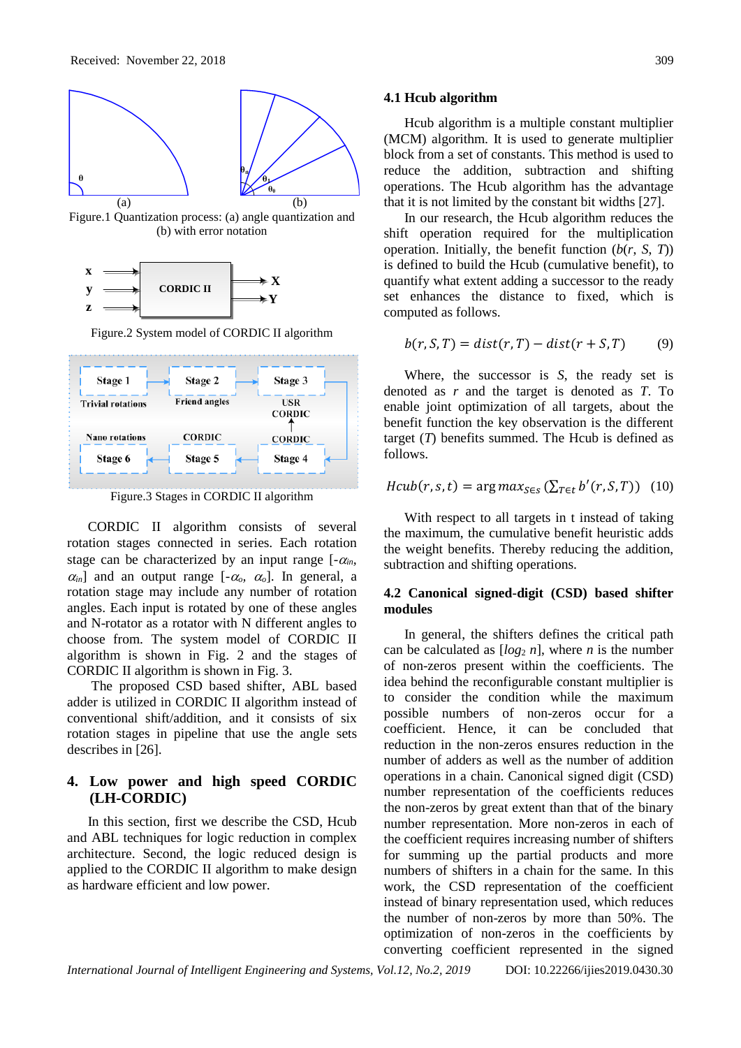Figure.1 Quantization process: (a) angle quantization and (b) with error notation

Figure.2 System model of CORDIC II algorithm

Figure.3 Stages in CORDIC II algorithm

CORDIC II algorithm consists of several rotation stages connected in series. Each rotation stage can be characterized by an input range [$-\alpha_{in}$, $\alpha_{in}$] and an output range [$-\alpha_o$, $\alpha_o$]. In general, a rotation stage may include any number of rotation angles. Each input is rotated by one of these angles and N-rotator as a rotator with N different angles to choose from. The system model of CORDIC II algorithm is shown in Fig. 2 and the stages of CORDIC II algorithm is shown in Fig. 3.

The proposed CSD based shifter, ABL based adder is utilized in CORDIC II algorithm instead of conventional shift/addition, and it consists of six rotation stages in pipeline that use the angle sets describes in [26].

## 4. Low power and high speed CORDIC (LH-CORDIC)

In this section, first we describe the CSD, Hcub and ABL techniques for logic reduction in complex architecture. Second, the logic reduced design is applied to the CORDIC II algorithm to make design as hardware efficient and low power.

### 4.1 Hcub algorithm

Hcub algorithm is a multiple constant multiplier (MCM) algorithm. It is used to generate multiplier block from a set of constants. This method is used to reduce the addition, subtraction and shifting operations. The Hcub algorithm has the advantage that it is not limited by the constant bit widths [27].

In our research, the Hcub algorithm reduces the shift operation required for the multiplication operation. Initially, the benefit function ($b(r, S, T)$) is defined to build the Hcub (cumulative benefit), to quantify what extent adding a successor to the ready set enhances the distance to fixed, which is computed as follows.

$$b(r, S, T) = dist(r, T) - dist(r + S, T) \quad (9)$$

Where, the successor is $S$, the ready set is denoted as $r$ and the target is denoted as $T$. To enable joint optimization of all targets, about the benefit function the key observation is the different target ($T$) benefits summed. The Hcub is defined as follows.

$$Hcub(r, s, t) = \arg max_{S \in s} \left(\sum_{T \in t} b'(r, S, T)\right) \quad (10)$$

With respect to all targets in t instead of taking the maximum, the cumulative benefit heuristic adds the weight benefits. Thereby reducing the addition, subtraction and shifting operations.

### 4.2 Canonical signed-digit (CSD) based shifter modules

In general, the shifters defines the critical path can be calculated as [$log_2 n$], where $n$ is the number of non-zeros present within the coefficients. The idea behind the reconfigurable constant multiplier is to consider the condition while the maximum possible numbers of non-zeros occur for a coefficient. Hence, it can be concluded that reduction in the non-zeros ensures reduction in the number of adders as well as the number of addition operations in a chain. Canonical signed digit (CSD) number representation of the coefficients reduces the non-zeros by great extent than that of the binary number representation. More non-zeros in each of the coefficient requires increasing number of shifters for summing up the partial products and more numbers of shifters in a chain for the same. In this work, the CSD representation of the coefficient instead of binary representation used, which reduces the number of non-zeros by more than 50%. The optimization of non-zeros in the coefficients by converting coefficient represented in the signed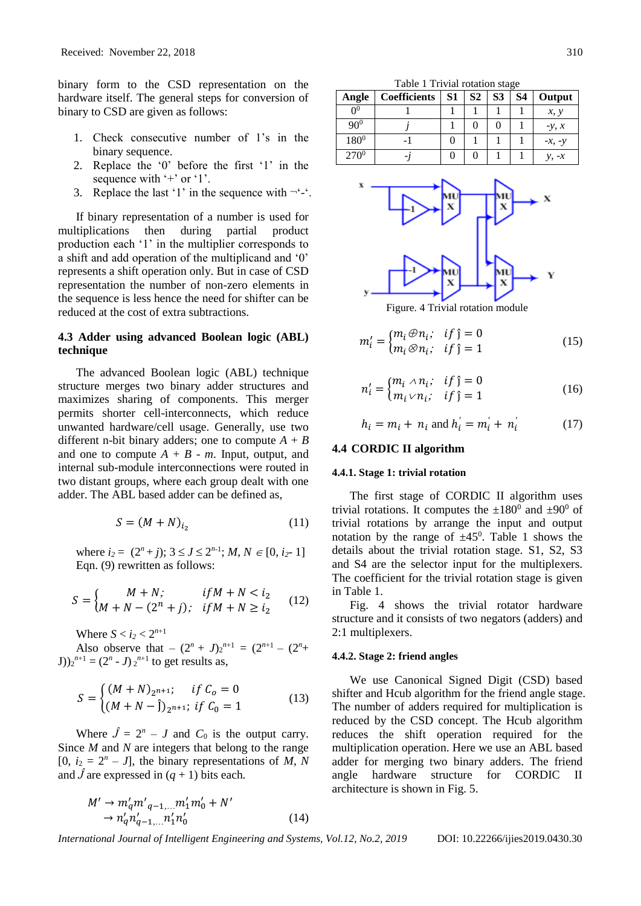binary form to the CSD representation on the hardware itself. The general steps for conversion of binary to CSD are given as follows:

1. Check consecutive number of 1's in the binary sequence.
2. Replace the '0' before the first '1' in the sequence with '+' or '1'.
3. Replace the last '1' in the sequence with ¬'-'.

If binary representation of a number is used for multiplications then during partial product production each '1' in the multiplier corresponds to a shift and add operation of the multiplicand and '0' represents a shift operation only. But in case of CSD representation the number of non-zero elements in the sequence is less hence the need for shifter can be reduced at the cost of extra subtractions.

### 4.3 Adder using advanced Boolean logic (ABL) technique

The advanced Boolean logic (ABL) technique structure merges two binary adder structures and maximizes sharing of components. This merger permits shorter cell-interconnects, which reduce unwanted hardware/cell usage. Generally, use two different n-bit binary adders; one to compute $A + B$ and one to compute $A + B - m$. Input, output, and internal sub-module interconnections were routed in two distant groups, where each group dealt with one adder. The ABL based adder can be defined as,

$$S = (M + N)_{i_2} \tag{11}$$

where $i_2 = (2^n + j)$; $3 \leq J \leq 2^{n-1}$; $M, N \in [0, i_2 - 1]$ Eqn. (9) rewritten as follows:

$$S = \begin{cases} M + N; & if M + N < i_2 \\ M + N - (2^n + j); & if M + N \geq i_2 \end{cases} \tag{12}$$

Where $S < i_2 < 2^{n+1}$

Also observe that $-(2^n + J)_{2^{n+1}} = (2^{n+1} - (2^n + J))_{2^{n+1}} = (2^n - J)_{2^{n+1}}$ to get results as,

$$S = \begin{cases} (M + N)_{2^{n+1}}; & if\ C_o = 0 \\ (M + N - \hat{\jmath})_{2^{n+1}}; & if\ C_0 = 1 \end{cases} \tag{13}$$

Where $\hat{J} = 2^n - J$ and $C_0$ is the output carry. Since $M$ and $N$ are integers that belong to the range $[0, i_2 = 2^n - J]$, the binary representations of $M$, $N$ and $\hat{J}$ are expressed in $(q + 1)$ bits each.

$$\begin{aligned} M' &\rightarrow m'_q m'_{q-1,\ldots} m'_1 m'_0 + N' \\ &\rightarrow n'_q n'_{q-1,\ldots} n'_1 n'_0 \end{aligned} \tag{14}$$

Table 1 Trivial rotation stage

| Angle | Coefficients | S1 | S2 | S3 | S4 | Output |
|---|---|---|---|---|---|---|
| $0^0$ | 1 | 1 | 1 | 1 | 1 | *x, y* |
| $90^0$ | *j* | 1 | 0 | 0 | 1 | *-y, x* |
| $180^0$ | -1 | 0 | 1 | 1 | 1 | *-x, -y* |
| $270^0$ | *-j* | 0 | 0 | 1 | 1 | *y, -x* |

Figure. 4 Trivial rotation module

$$m'_i = \begin{cases} m_i \oplus n_i; & if\ \hat{\jmath} = 0 \\ m_i \otimes n_i; & if\ \hat{\jmath} = 1 \end{cases} \tag{15}$$

$$n'_i = \begin{cases} m_i \wedge n_i; & if\ \hat{\jmath} = 0 \\ m_i \vee n_i; & if\ \hat{\jmath} = 1 \end{cases} \tag{16}$$

$$h_i = m_i + n_i \text{ and } h'_i = m'_i + n'_i \tag{17}$$

### 4.4 CORDIC II algorithm

#### 4.4.1. Stage 1: trivial rotation

The first stage of CORDIC II algorithm uses trivial rotations. It computes the $\pm 180^0$ and $\pm 90^0$ of trivial rotations by arrange the input and output notation by the range of $\pm 45^0$. Table 1 shows the details about the trivial rotation stage. S1, S2, S3 and S4 are the selector input for the multiplexers. The coefficient for the trivial rotation stage is given in Table 1.

Fig. 4 shows the trivial rotator hardware structure and it consists of two negators (adders) and 2:1 multiplexers.

#### 4.4.2. Stage 2: friend angles

We use Canonical Signed Digit (CSD) based shifter and Hcub algorithm for the friend angle stage. The number of adders required for multiplication is reduced by the CSD concept. The Hcub algorithm reduces the shift operation required for the multiplication operation. Here we use an ABL based adder for merging two binary adders. The friend angle hardware structure for CORDIC II architecture is shown in Fig. 5.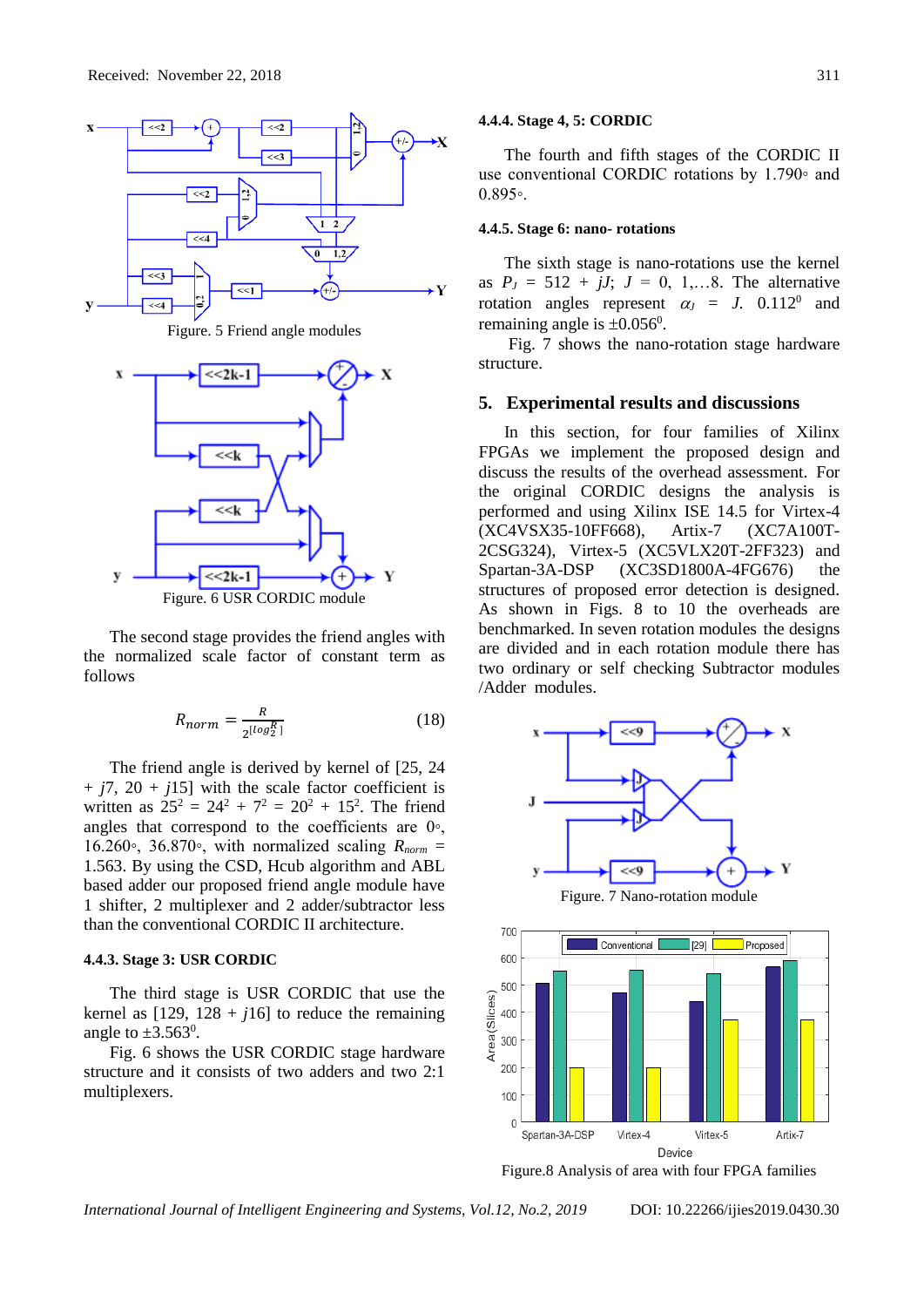Figure. 5 Friend angle modules

Figure. 6 USR CORDIC module

The second stage provides the friend angles with the normalized scale factor of constant term as follows

$$R_{norm} = \frac{R}{2^{\lfloor log_2^R \rfloor}} \tag{18}$$

The friend angle is derived by kernel of [25, 24 + $j$7, 20 + $j$15] with the scale factor coefficient is written as $25^2 = 24^2 + 7^2 = 20^2 + 15^2$. The friend angles that correspond to the coefficients are 0◦, 16.260◦, 36.870◦, with normalized scaling $R_{norm}$ = 1.563. By using the CSD, Hcub algorithm and ABL based adder our proposed friend angle module have 1 shifter, 2 multiplexer and 2 adder/subtractor less than the conventional CORDIC II architecture.

#### 4.4.3. Stage 3: USR CORDIC

The third stage is USR CORDIC that use the kernel as [129, 128 + $j$16] to reduce the remaining angle to ±3.563$^0$.

Fig. 6 shows the USR CORDIC stage hardware structure and it consists of two adders and two 2:1 multiplexers.

#### 4.4.4. Stage 4, 5: CORDIC

The fourth and fifth stages of the CORDIC II use conventional CORDIC rotations by 1.790◦ and 0.895◦.

#### 4.4.5. Stage 6: nano- rotations

The sixth stage is nano-rotations use the kernel as $P_J$ = 512 + $jJ$; $J$ = 0, 1,…8. The alternative rotation angles represent $\alpha_J$ = $J$. 0.112$^0$ and remaining angle is ±0.056$^0$.

Fig. 7 shows the nano-rotation stage hardware structure.

## 5. Experimental results and discussions

In this section, for four families of Xilinx FPGAs we implement the proposed design and discuss the results of the overhead assessment. For the original CORDIC designs the analysis is performed and using Xilinx ISE 14.5 for Virtex-4 (XC4VSX35-10FF668), Artix-7 (XC7A100T-2CSG324), Virtex-5 (XC5VLX20T-2FF323) and Spartan-3A-DSP (XC3SD1800A-4FG676) the structures of proposed error detection is designed. As shown in Figs. 8 to 10 the overheads are benchmarked. In seven rotation modules the designs are divided and in each rotation module there has two ordinary or self checking Subtractor modules /Adder modules.

Figure. 7 Nano-rotation module

Figure.8 Analysis of area with four FPGA families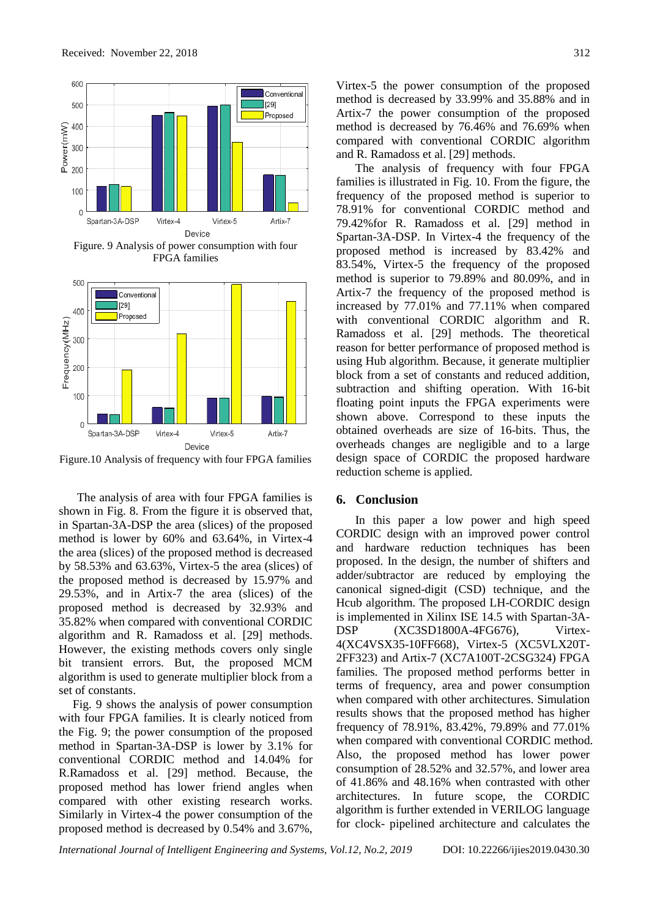Figure. 9 Analysis of power consumption with four FPGA families

Figure.10 Analysis of frequency with four FPGA families

The analysis of area with four FPGA families is shown in Fig. 8. From the figure it is observed that, in Spartan-3A-DSP the area (slices) of the proposed method is lower by 60% and 63.64%, in Virtex-4 the area (slices) of the proposed method is decreased by 58.53% and 63.63%, Virtex-5 the area (slices) of the proposed method is decreased by 15.97% and 29.53%, and in Artix-7 the area (slices) of the proposed method is decreased by 32.93% and 35.82% when compared with conventional CORDIC algorithm and R. Ramadoss et al. [29] methods. However, the existing methods covers only single bit transient errors. But, the proposed MCM algorithm is used to generate multiplier block from a set of constants.

Fig. 9 shows the analysis of power consumption with four FPGA families. It is clearly noticed from the Fig. 9; the power consumption of the proposed method in Spartan-3A-DSP is lower by 3.1% for conventional CORDIC method and 14.04% for R.Ramadoss et al. [29] method. Because, the proposed method has lower friend angles when compared with other existing research works. Similarly in Virtex-4 the power consumption of the proposed method is decreased by 0.54% and 3.67%, Virtex-5 the power consumption of the proposed method is decreased by 33.99% and 35.88% and in Artix-7 the power consumption of the proposed method is decreased by 76.46% and 76.69% when compared with conventional CORDIC algorithm and R. Ramadoss et al. [29] methods.

The analysis of frequency with four FPGA families is illustrated in Fig. 10. From the figure, the frequency of the proposed method is superior to 78.91% for conventional CORDIC method and 79.42%for R. Ramadoss et al. [29] method in Spartan-3A-DSP. In Virtex-4 the frequency of the proposed method is increased by 83.42% and 83.54%, Virtex-5 the frequency of the proposed method is superior to 79.89% and 80.09%, and in Artix-7 the frequency of the proposed method is increased by 77.01% and 77.11% when compared with conventional CORDIC algorithm and R. Ramadoss et al. [29] methods. The theoretical reason for better performance of proposed method is using Hub algorithm. Because, it generate multiplier block from a set of constants and reduced addition, subtraction and shifting operation. With 16-bit floating point inputs the FPGA experiments were shown above. Correspond to these inputs the obtained overheads are size of 16-bits. Thus, the overheads changes are negligible and to a large design space of CORDIC the proposed hardware reduction scheme is applied.

## 6. Conclusion

In this paper a low power and high speed CORDIC design with an improved power control and hardware reduction techniques has been proposed. In the design, the number of shifters and adder/subtractor are reduced by employing the canonical signed-digit (CSD) technique, and the Hcub algorithm. The proposed LH-CORDIC design is implemented in Xilinx ISE 14.5 with Spartan-3A-DSP (XC3SD1800A-4FG676), Virtex-4(XC4VSX35-10FF668), Virtex-5 (XC5VLX20T-2FF323) and Artix-7 (XC7A100T-2CSG324) FPGA families. The proposed method performs better in terms of frequency, area and power consumption when compared with other architectures. Simulation results shows that the proposed method has higher frequency of 78.91%, 83.42%, 79.89% and 77.01% when compared with conventional CORDIC method. Also, the proposed method has lower power consumption of 28.52% and 32.57%, and lower area of 41.86% and 48.16% when contrasted with other architectures. In future scope, the CORDIC algorithm is further extended in VERILOG language for clock- pipelined architecture and calculates the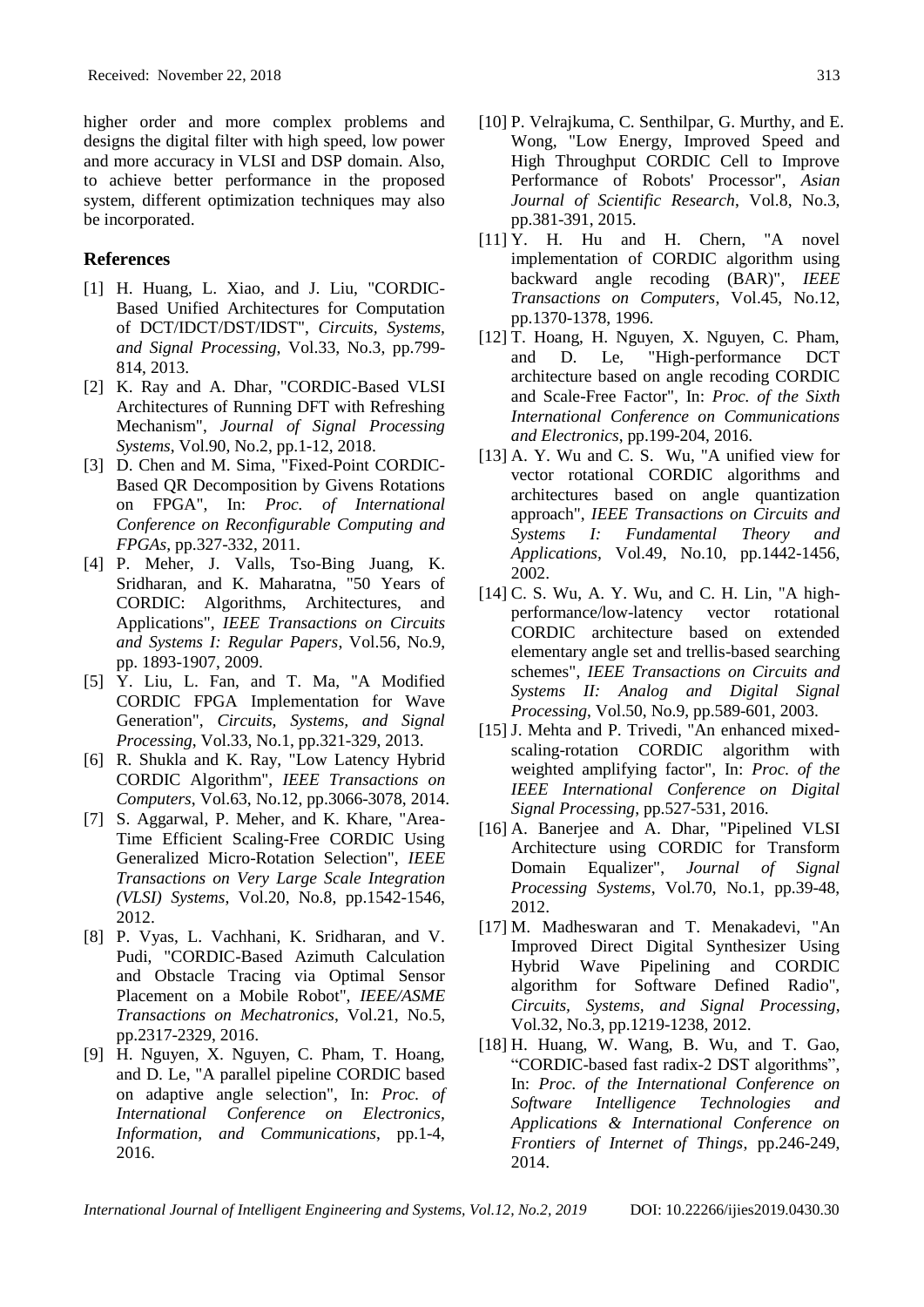higher order and more complex problems and designs the digital filter with high speed, low power and more accuracy in VLSI and DSP domain. Also, to achieve better performance in the proposed system, different optimization techniques may also be incorporated.

## References

[1] H. Huang, L. Xiao, and J. Liu, "CORDIC-Based Unified Architectures for Computation of DCT/IDCT/DST/IDST", *Circuits, Systems, and Signal Processing*, Vol.33, No.3, pp.799-814, 2013.

[2] K. Ray and A. Dhar, "CORDIC-Based VLSI Architectures of Running DFT with Refreshing Mechanism", *Journal of Signal Processing Systems*, Vol.90, No.2, pp.1-12, 2018.

[3] D. Chen and M. Sima, "Fixed-Point CORDIC-Based QR Decomposition by Givens Rotations on FPGA", In: *Proc. of International Conference on Reconfigurable Computing and FPGAs*, pp.327-332, 2011.

[4] P. Meher, J. Valls, Tso-Bing Juang, K. Sridharan, and K. Maharatna, "50 Years of CORDIC: Algorithms, Architectures, and Applications", *IEEE Transactions on Circuits and Systems I: Regular Papers*, Vol.56, No.9, pp. 1893-1907, 2009.

[5] Y. Liu, L. Fan, and T. Ma, "A Modified CORDIC FPGA Implementation for Wave Generation", *Circuits, Systems, and Signal Processing*, Vol.33, No.1, pp.321-329, 2013.

[6] R. Shukla and K. Ray, "Low Latency Hybrid CORDIC Algorithm", *IEEE Transactions on Computers*, Vol.63, No.12, pp.3066-3078, 2014.

[7] S. Aggarwal, P. Meher, and K. Khare, "Area-Time Efficient Scaling-Free CORDIC Using Generalized Micro-Rotation Selection", *IEEE Transactions on Very Large Scale Integration (VLSI) Systems*, Vol.20, No.8, pp.1542-1546, 2012.

[8] P. Vyas, L. Vachhani, K. Sridharan, and V. Pudi, "CORDIC-Based Azimuth Calculation and Obstacle Tracing via Optimal Sensor Placement on a Mobile Robot", *IEEE/ASME Transactions on Mechatronics*, Vol.21, No.5, pp.2317-2329, 2016.

[9] H. Nguyen, X. Nguyen, C. Pham, T. Hoang, and D. Le, "A parallel pipeline CORDIC based on adaptive angle selection", In: *Proc. of International Conference on Electronics, Information, and Communications*, pp.1-4, 2016.

[10] P. Velrajkuma, C. Senthilpar, G. Murthy, and E. Wong, "Low Energy, Improved Speed and High Throughput CORDIC Cell to Improve Performance of Robots' Processor", *Asian Journal of Scientific Research*, Vol.8, No.3, pp.381-391, 2015.

[11] Y. H. Hu and H. Chern, "A novel implementation of CORDIC algorithm using backward angle recoding (BAR)", *IEEE Transactions on Computers*, Vol.45, No.12, pp.1370-1378, 1996.

[12] T. Hoang, H. Nguyen, X. Nguyen, C. Pham, and D. Le, "High-performance DCT architecture based on angle recoding CORDIC and Scale-Free Factor", In: *Proc. of the Sixth International Conference on Communications and Electronics*, pp.199-204, 2016.

[13] A. Y. Wu and C. S. Wu, "A unified view for vector rotational CORDIC algorithms and architectures based on angle quantization approach", *IEEE Transactions on Circuits and Systems I: Fundamental Theory and Applications*, Vol.49, No.10, pp.1442-1456, 2002.

[14] C. S. Wu, A. Y. Wu, and C. H. Lin, "A high-performance/low-latency vector rotational CORDIC architecture based on extended elementary angle set and trellis-based searching schemes", *IEEE Transactions on Circuits and Systems II: Analog and Digital Signal Processing*, Vol.50, No.9, pp.589-601, 2003.

[15] J. Mehta and P. Trivedi, "An enhanced mixed-scaling-rotation CORDIC algorithm with weighted amplifying factor", In: *Proc. of the IEEE International Conference on Digital Signal Processing*, pp.527-531, 2016.

[16] A. Banerjee and A. Dhar, "Pipelined VLSI Architecture using CORDIC for Transform Domain Equalizer", *Journal of Signal Processing Systems*, Vol.70, No.1, pp.39-48, 2012.

[17] M. Madheswaran and T. Menakadevi, "An Improved Direct Digital Synthesizer Using Hybrid Wave Pipelining and CORDIC algorithm for Software Defined Radio", *Circuits, Systems, and Signal Processing*, Vol.32, No.3, pp.1219-1238, 2012.

[18] H. Huang, W. Wang, B. Wu, and T. Gao, "CORDIC-based fast radix-2 DST algorithms", In: *Proc. of the International Conference on Software Intelligence Technologies and Applications & International Conference on Frontiers of Internet of Things*, pp.246-249, 2014.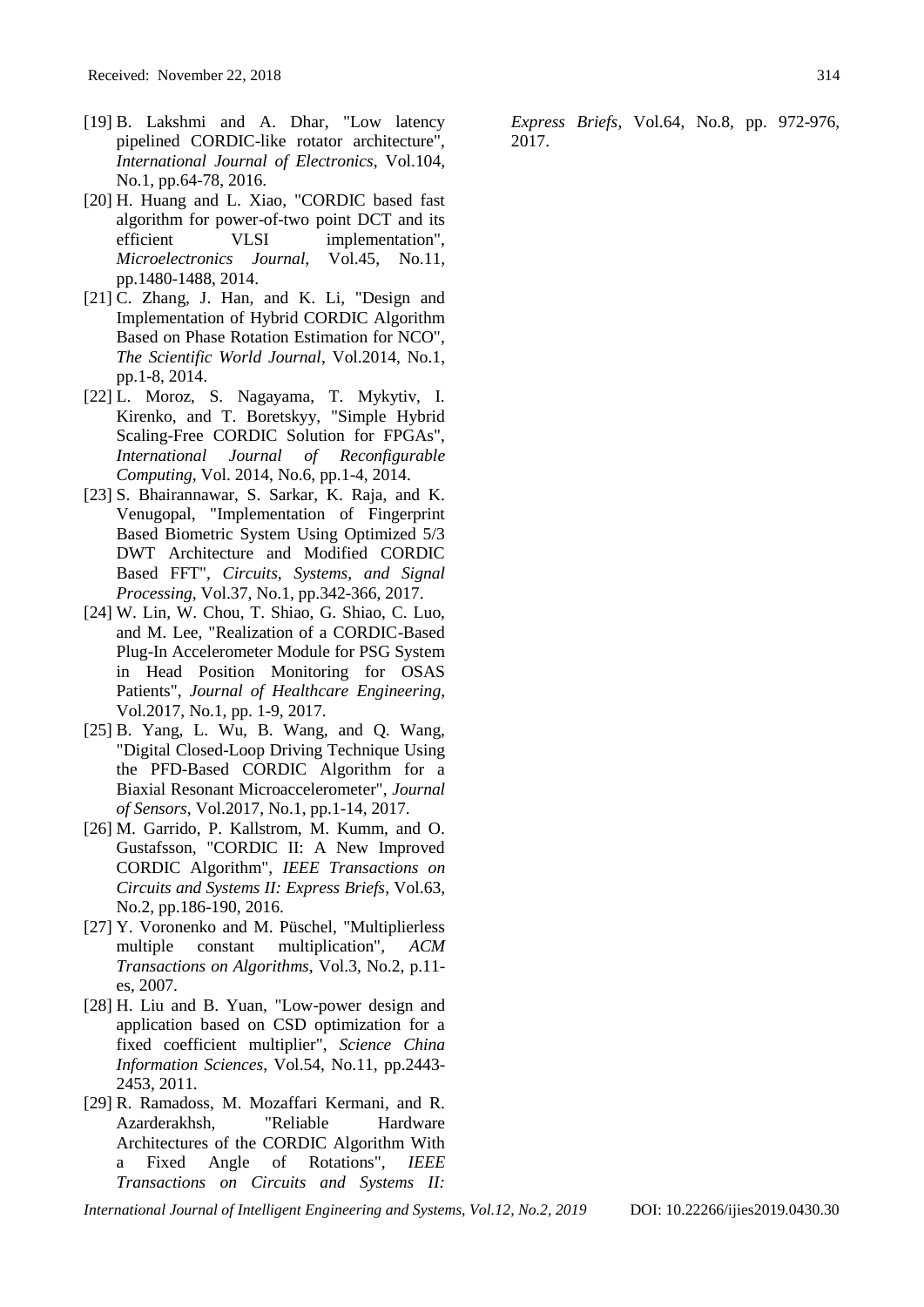[19] B. Lakshmi and A. Dhar, "Low latency pipelined CORDIC-like rotator architecture", *International Journal of Electronics*, Vol.104, No.1, pp.64-78, 2016.

[20] H. Huang and L. Xiao, "CORDIC based fast algorithm for power-of-two point DCT and its efficient VLSI implementation", *Microelectronics Journal*, Vol.45, No.11, pp.1480-1488, 2014.

[21] C. Zhang, J. Han, and K. Li, "Design and Implementation of Hybrid CORDIC Algorithm Based on Phase Rotation Estimation for NCO", *The Scientific World Journal*, Vol.2014, No.1, pp.1-8, 2014.

[22] L. Moroz, S. Nagayama, T. Mykytiv, I. Kirenko, and T. Boretskyy, "Simple Hybrid Scaling-Free CORDIC Solution for FPGAs", *International Journal of Reconfigurable Computing*, Vol. 2014, No.6, pp.1-4, 2014.

[23] S. Bhairannawar, S. Sarkar, K. Raja, and K. Venugopal, "Implementation of Fingerprint Based Biometric System Using Optimized 5/3 DWT Architecture and Modified CORDIC Based FFT", *Circuits, Systems, and Signal Processing*, Vol.37, No.1, pp.342-366, 2017.

[24] W. Lin, W. Chou, T. Shiao, G. Shiao, C. Luo, and M. Lee, "Realization of a CORDIC-Based Plug-In Accelerometer Module for PSG System in Head Position Monitoring for OSAS Patients", *Journal of Healthcare Engineering*, Vol.2017, No.1, pp. 1-9, 2017.

[25] B. Yang, L. Wu, B. Wang, and Q. Wang, "Digital Closed-Loop Driving Technique Using the PFD-Based CORDIC Algorithm for a Biaxial Resonant Microaccelerometer", *Journal of Sensors*, Vol.2017, No.1, pp.1-14, 2017.

[26] M. Garrido, P. Kallstrom, M. Kumm, and O. Gustafsson, "CORDIC II: A New Improved CORDIC Algorithm", *IEEE Transactions on Circuits and Systems II: Express Briefs*, Vol.63, No.2, pp.186-190, 2016.

[27] Y. Voronenko and M. Püschel, "Multiplierless multiple constant multiplication", *ACM Transactions on Algorithms*, Vol.3, No.2, p.11-es, 2007.

[28] H. Liu and B. Yuan, "Low-power design and application based on CSD optimization for a fixed coefficient multiplier", *Science China Information Sciences*, Vol.54, No.11, pp.2443-2453, 2011.

[29] R. Ramadoss, M. Mozaffari Kermani, and R. Azarderakhsh, "Reliable Hardware Architectures of the CORDIC Algorithm With a Fixed Angle of Rotations", *IEEE Transactions on Circuits and Systems II: Express Briefs*, Vol.64, No.8, pp. 972-976, 2017.